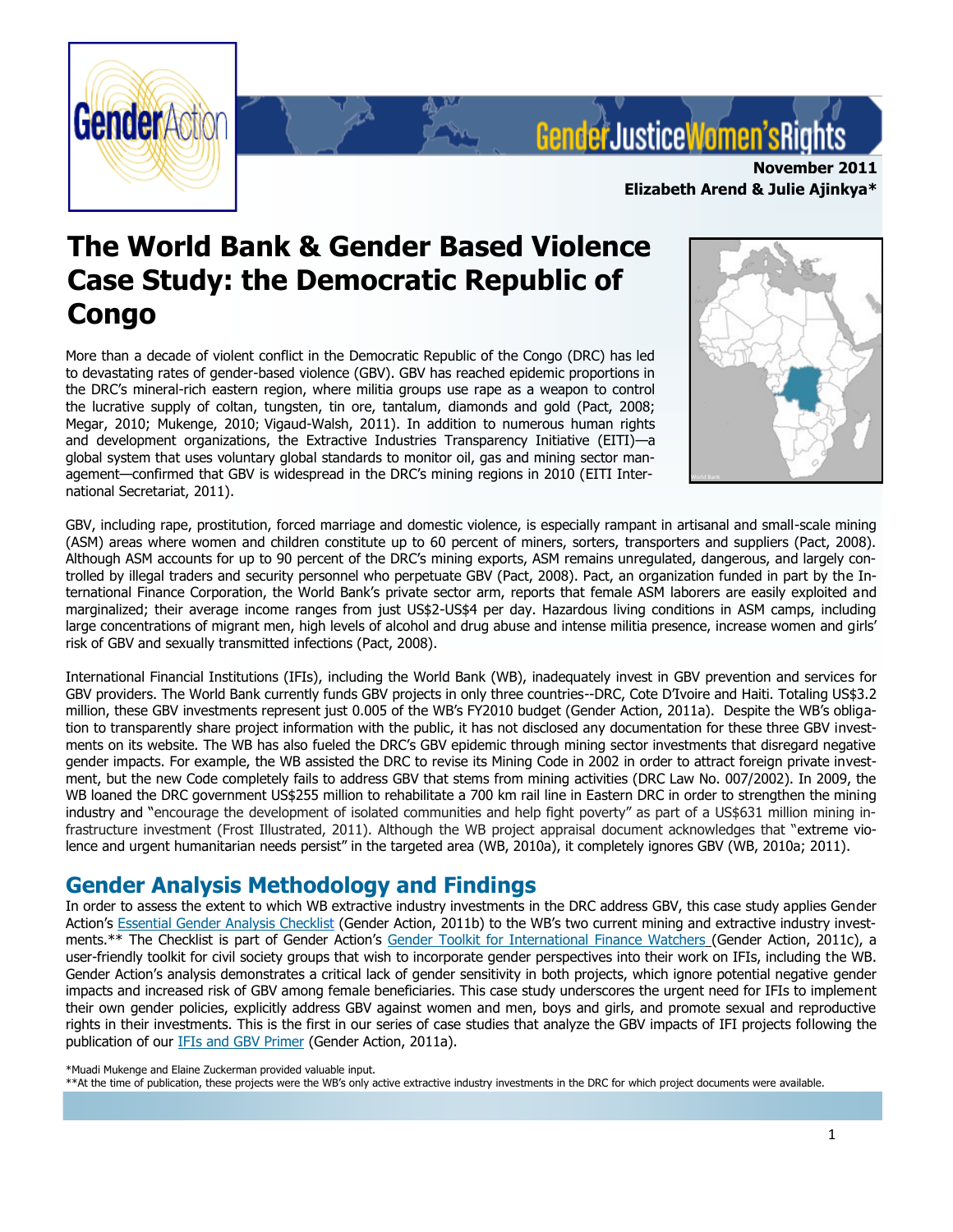GenderJusticeWomen'sRights

**November 2011**
**Elizabeth Arend & Julie Ajinkya***

# The World Bank & Gender Based Violence Case Study: the Democratic Republic of Congo

More than a decade of violent conflict in the Democratic Republic of the Congo (DRC) has led to devastating rates of gender-based violence (GBV). GBV has reached epidemic proportions in the DRC's mineral-rich eastern region, where militia groups use rape as a weapon to control the lucrative supply of coltan, tungsten, tin ore, tantalum, diamonds and gold (Pact, 2008; Megar, 2010; Mukenge, 2010; Vigaud-Walsh, 2011). In addition to numerous human rights and development organizations, the Extractive Industries Transparency Initiative (EITI)—a global system that uses voluntary global standards to monitor oil, gas and mining sector management—confirmed that GBV is widespread in the DRC's mining regions in 2010 (EITI International Secretariat, 2011).

GBV, including rape, prostitution, forced marriage and domestic violence, is especially rampant in artisanal and small-scale mining (ASM) areas where women and children constitute up to 60 percent of miners, sorters, transporters and suppliers (Pact, 2008). Although ASM accounts for up to 90 percent of the DRC's mining exports, ASM remains unregulated, dangerous, and largely controlled by illegal traders and security personnel who perpetuate GBV (Pact, 2008). Pact, an organization funded in part by the International Finance Corporation, the World Bank's private sector arm, reports that female ASM laborers are easily exploited and marginalized; their average income ranges from just US$2-US$4 per day. Hazardous living conditions in ASM camps, including large concentrations of migrant men, high levels of alcohol and drug abuse and intense militia presence, increase women and girls' risk of GBV and sexually transmitted infections (Pact, 2008).

International Financial Institutions (IFIs), including the World Bank (WB), inadequately invest in GBV prevention and services for GBV providers. The World Bank currently funds GBV projects in only three countries--DRC, Cote D'Ivoire and Haiti. Totaling US$3.2 million, these GBV investments represent just 0.005 of the WB's FY2010 budget (Gender Action, 2011a). Despite the WB's obligation to transparently share project information with the public, it has not disclosed any documentation for these three GBV investments on its website. The WB has also fueled the DRC's GBV epidemic through mining sector investments that disregard negative gender impacts. For example, the WB assisted the DRC to revise its Mining Code in 2002 in order to attract foreign private investment, but the new Code completely fails to address GBV that stems from mining activities (DRC Law No. 007/2002). In 2009, the WB loaned the DRC government US$255 million to rehabilitate a 700 km rail line in Eastern DRC in order to strengthen the mining industry and "encourage the development of isolated communities and help fight poverty" as part of a US$631 million mining infrastructure investment (Frost Illustrated, 2011). Although the WB project appraisal document acknowledges that "extreme violence and urgent humanitarian needs persist" in the targeted area (WB, 2010a), it completely ignores GBV (WB, 2010a; 2011).

## Gender Analysis Methodology and Findings

In order to assess the extent to which WB extractive industry investments in the DRC address GBV, this case study applies Gender Action's Essential Gender Analysis Checklist (Gender Action, 2011b) to the WB's two current mining and extractive industry investments.** The Checklist is part of Gender Action's Gender Toolkit for International Finance Watchers (Gender Action, 2011c), a user-friendly toolkit for civil society groups that wish to incorporate gender perspectives into their work on IFIs, including the WB. Gender Action's analysis demonstrates a critical lack of gender sensitivity in both projects, which ignore potential negative gender impacts and increased risk of GBV among female beneficiaries. This case study underscores the urgent need for IFIs to implement their own gender policies, explicitly address GBV against women and men, boys and girls, and promote sexual and reproductive rights in their investments. This is the first in our series of case studies that analyze the GBV impacts of IFI projects following the publication of our IFIs and GBV Primer (Gender Action, 2011a).

*Muadi Mukenge and Elaine Zuckerman provided valuable input.
**At the time of publication, these projects were the WB's only active extractive industry investments in the DRC for which project documents were available.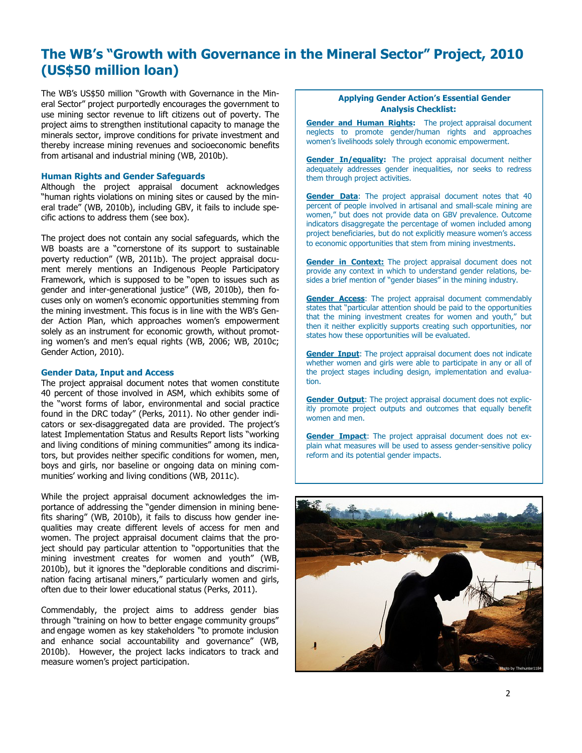# The WB's "Growth with Governance in the Mineral Sector" Project, 2010 (US$50 million loan)

The WB's US$50 million "Growth with Governance in the Mineral Sector" project purportedly encourages the government to use mining sector revenue to lift citizens out of poverty. The project aims to strengthen institutional capacity to manage the minerals sector, improve conditions for private investment and thereby increase mining revenues and socioeconomic benefits from artisanal and industrial mining (WB, 2010b).

### Human Rights and Gender Safeguards

Although the project appraisal document acknowledges "human rights violations on mining sites or caused by the mineral trade" (WB, 2010b), including GBV, it fails to include specific actions to address them (see box).

The project does not contain any social safeguards, which the WB boasts are a "cornerstone of its support to sustainable poverty reduction" (WB, 2011b). The project appraisal document merely mentions an Indigenous People Participatory Framework, which is supposed to be "open to issues such as gender and inter-generational justice" (WB, 2010b), then focuses only on women's economic opportunities stemming from the mining investment. This focus is in line with the WB's Gender Action Plan, which approaches women's empowerment solely as an instrument for economic growth, without promoting women's and men's equal rights (WB, 2006; WB, 2010c; Gender Action, 2010).

### Gender Data, Input and Access

The project appraisal document notes that women constitute 40 percent of those involved in ASM, which exhibits some of the "worst forms of labor, environmental and social practice found in the DRC today" (Perks, 2011). No other gender indicators or sex-disaggregated data are provided. The project's latest Implementation Status and Results Report lists "working and living conditions of mining communities" among its indicators, but provides neither specific conditions for women, men, boys and girls, nor baseline or ongoing data on mining communities' working and living conditions (WB, 2011c).

While the project appraisal document acknowledges the importance of addressing the "gender dimension in mining benefits sharing" (WB, 2010b), it fails to discuss how gender inequalities may create different levels of access for men and women. The project appraisal document claims that the project should pay particular attention to "opportunities that the mining investment creates for women and youth" (WB, 2010b), but it ignores the "deplorable conditions and discrimination facing artisanal miners," particularly women and girls, often due to their lower educational status (Perks, 2011).

Commendably, the project aims to address gender bias through "training on how to better engage community groups" and engage women as key stakeholders "to promote inclusion and enhance social accountability and governance" (WB, 2010b). However, the project lacks indicators to track and measure women's project participation.

---

**Applying Gender Action's Essential Gender Analysis Checklist:**

**Gender and Human Rights:** The project appraisal document neglects to promote gender/human rights and approaches women's livelihoods solely through economic empowerment.

**Gender In/equality:** The project appraisal document neither adequately addresses gender inequalities, nor seeks to redress them through project activities.

**Gender Data**: The project appraisal document notes that 40 percent of people involved in artisanal and small-scale mining are women," but does not provide data on GBV prevalence. Outcome indicators disaggregate the percentage of women included among project beneficiaries, but do not explicitly measure women's access to economic opportunities that stem from mining investments.

**Gender in Context:** The project appraisal document does not provide any context in which to understand gender relations, besides a brief mention of "gender biases" in the mining industry.

**Gender Access**: The project appraisal document commendably states that "particular attention should be paid to the opportunities that the mining investment creates for women and youth," but then it neither explicitly supports creating such opportunities, nor states how these opportunities will be evaluated.

**Gender Input**: The project appraisal document does not indicate whether women and girls were able to participate in any or all of the project stages including design, implementation and evaluation.

**Gender Output**: The project appraisal document does not explicitly promote project outputs and outcomes that equally benefit women and men.

**Gender Impact**: The project appraisal document does not explain what measures will be used to assess gender-sensitive policy reform and its potential gender impacts.

---

Photo by Thehunter1184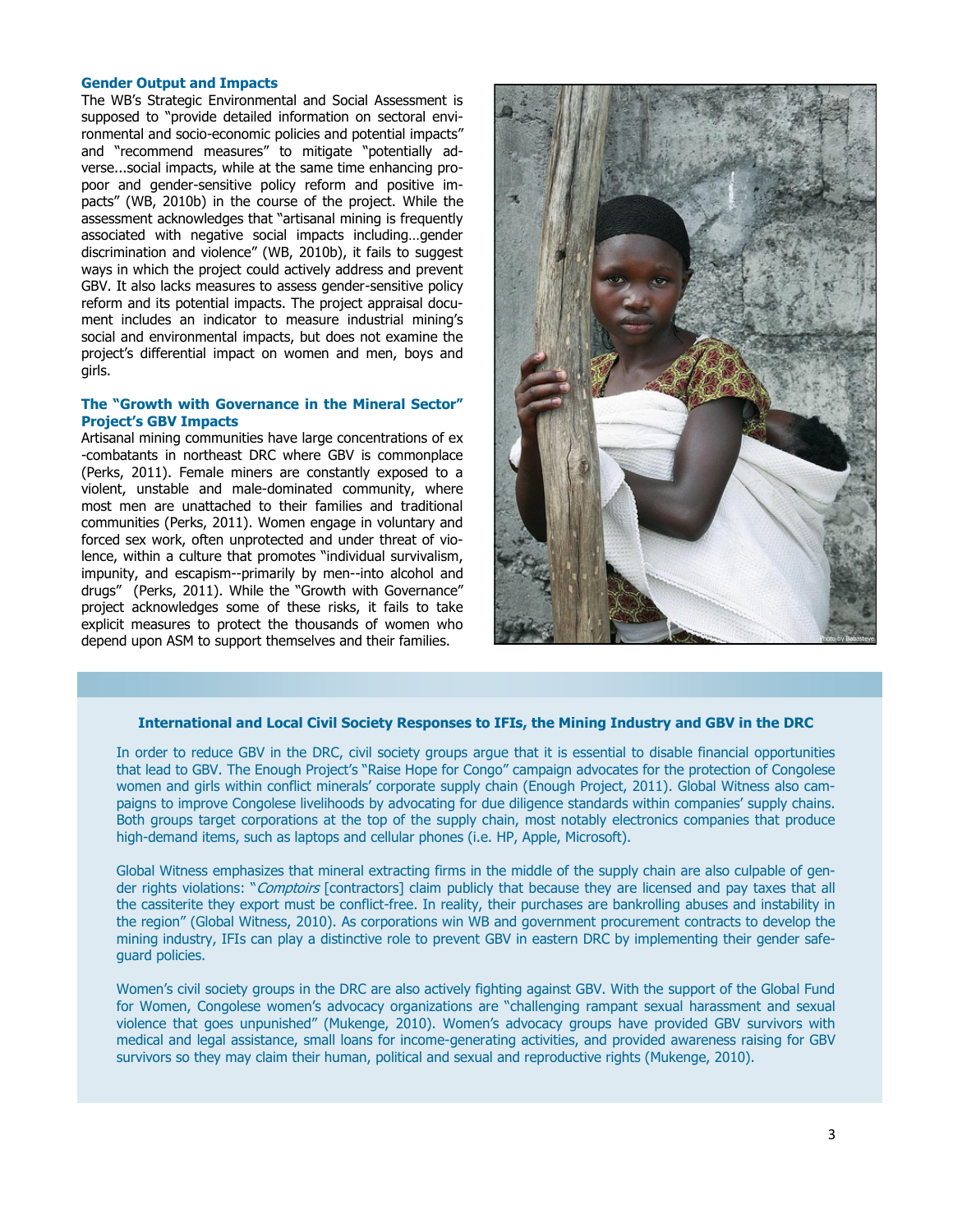### Gender Output and Impacts

The WB's Strategic Environmental and Social Assessment is supposed to "provide detailed information on sectoral environmental and socio-economic policies and potential impacts" and "recommend measures" to mitigate "potentially adverse...social impacts, while at the same time enhancing pro-poor and gender-sensitive policy reform and positive impacts" (WB, 2010b) in the course of the project. While the assessment acknowledges that "artisanal mining is frequently associated with negative social impacts including…gender discrimination and violence" (WB, 2010b), it fails to suggest ways in which the project could actively address and prevent GBV. It also lacks measures to assess gender-sensitive policy reform and its potential impacts. The project appraisal document includes an indicator to measure industrial mining's social and environmental impacts, but does not examine the project's differential impact on women and men, boys and girls.

### The "Growth with Governance in the Mineral Sector" Project's GBV Impacts

Artisanal mining communities have large concentrations of ex-combatants in northeast DRC where GBV is commonplace (Perks, 2011). Female miners are constantly exposed to a violent, unstable and male-dominated community, where most men are unattached to their families and traditional communities (Perks, 2011). Women engage in voluntary and forced sex work, often unprotected and under threat of violence, within a culture that promotes "individual survivalism, impunity, and escapism--primarily by men--into alcohol and drugs" (Perks, 2011). While the "Growth with Governance" project acknowledges some of these risks, it fails to take explicit measures to protect the thousands of women who depend upon ASM to support themselves and their families.

Photo by Babasteve

### International and Local Civil Society Responses to IFIs, the Mining Industry and GBV in the DRC

In order to reduce GBV in the DRC, civil society groups argue that it is essential to disable financial opportunities that lead to GBV. The Enough Project's "Raise Hope for Congo" campaign advocates for the protection of Congolese women and girls within conflict minerals' corporate supply chain (Enough Project, 2011). Global Witness also campaigns to improve Congolese livelihoods by advocating for due diligence standards within companies' supply chains. Both groups target corporations at the top of the supply chain, most notably electronics companies that produce high-demand items, such as laptops and cellular phones (i.e. HP, Apple, Microsoft).

Global Witness emphasizes that mineral extracting firms in the middle of the supply chain are also culpable of gender rights violations: "*Comptoirs* [contractors] claim publicly that because they are licensed and pay taxes that all the cassiterite they export must be conflict-free. In reality, their purchases are bankrolling abuses and instability in the region" (Global Witness, 2010). As corporations win WB and government procurement contracts to develop the mining industry, IFIs can play a distinctive role to prevent GBV in eastern DRC by implementing their gender safeguard policies.

Women's civil society groups in the DRC are also actively fighting against GBV. With the support of the Global Fund for Women, Congolese women's advocacy organizations are "challenging rampant sexual harassment and sexual violence that goes unpunished" (Mukenge, 2010). Women's advocacy groups have provided GBV survivors with medical and legal assistance, small loans for income-generating activities, and provided awareness raising for GBV survivors so they may claim their human, political and sexual and reproductive rights (Mukenge, 2010).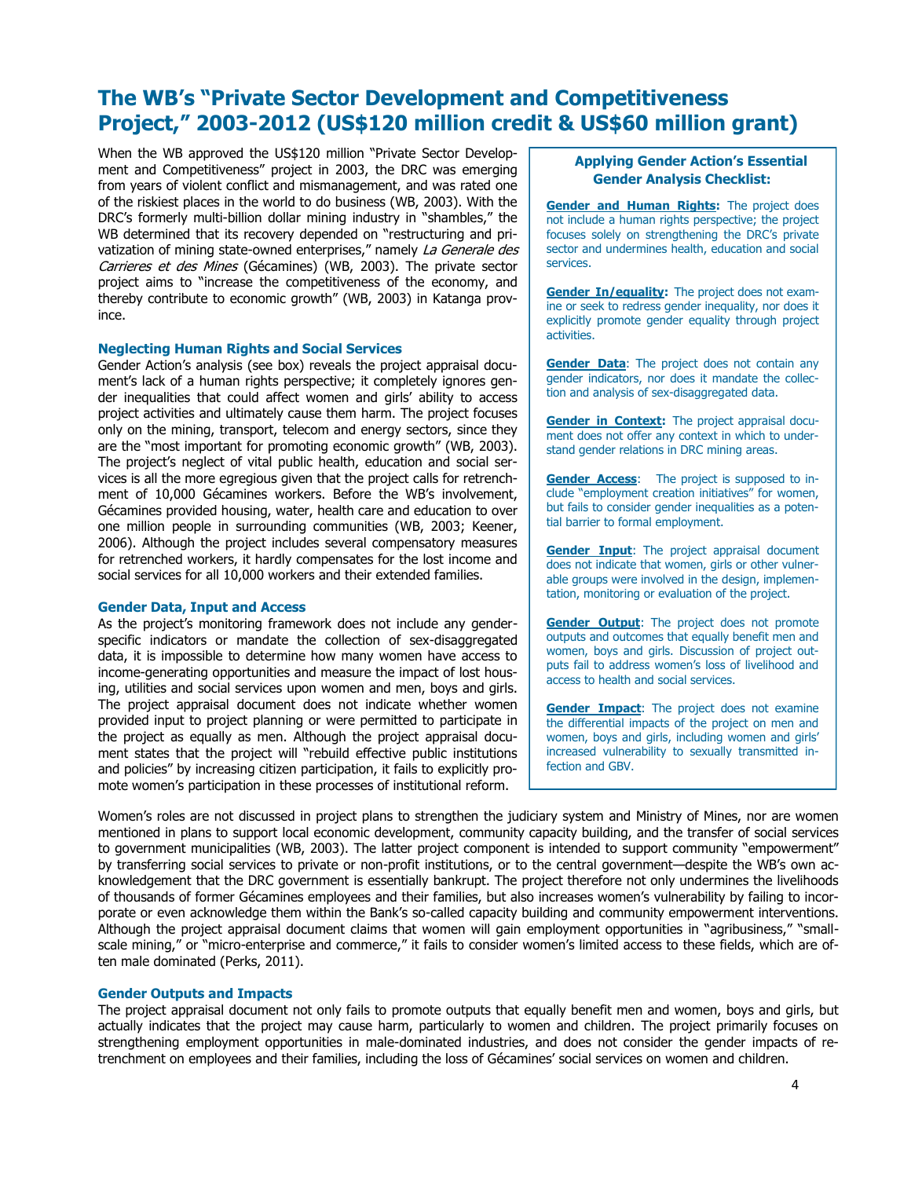# The WB's "Private Sector Development and Competitiveness Project," 2003-2012 (US$120 million credit & US$60 million grant)

When the WB approved the US$120 million "Private Sector Development and Competitiveness" project in 2003, the DRC was emerging from years of violent conflict and mismanagement, and was rated one of the riskiest places in the world to do business (WB, 2003). With the DRC's formerly multi-billion dollar mining industry in "shambles," the WB determined that its recovery depended on "restructuring and privatization of mining state-owned enterprises," namely *La Generale des Carrieres et des Mines* (Gécamines) (WB, 2003). The private sector project aims to "increase the competitiveness of the economy, and thereby contribute to economic growth" (WB, 2003) in Katanga province.

### Neglecting Human Rights and Social Services

Gender Action's analysis (see box) reveals the project appraisal document's lack of a human rights perspective; it completely ignores gender inequalities that could affect women and girls' ability to access project activities and ultimately cause them harm. The project focuses only on the mining, transport, telecom and energy sectors, since they are the "most important for promoting economic growth" (WB, 2003). The project's neglect of vital public health, education and social services is all the more egregious given that the project calls for retrenchment of 10,000 Gécamines workers. Before the WB's involvement, Gécamines provided housing, water, health care and education to over one million people in surrounding communities (WB, 2003; Keener, 2006). Although the project includes several compensatory measures for retrenched workers, it hardly compensates for the lost income and social services for all 10,000 workers and their extended families.

### Gender Data, Input and Access

As the project's monitoring framework does not include any gender-specific indicators or mandate the collection of sex-disaggregated data, it is impossible to determine how many women have access to income-generating opportunities and measure the impact of lost housing, utilities and social services upon women and men, boys and girls. The project appraisal document does not indicate whether women provided input to project planning or were permitted to participate in the project as equally as men. Although the project appraisal document states that the project will "rebuild effective public institutions and policies" by increasing citizen participation, it fails to explicitly promote women's participation in these processes of institutional reform.

Women's roles are not discussed in project plans to strengthen the judiciary system and Ministry of Mines, nor are women mentioned in plans to support local economic development, community capacity building, and the transfer of social services to government municipalities (WB, 2003). The latter project component is intended to support community "empowerment" by transferring social services to private or non-profit institutions, or to the central government—despite the WB's own acknowledgement that the DRC government is essentially bankrupt. The project therefore not only undermines the livelihoods of thousands of former Gécamines employees and their families, but also increases women's vulnerability by failing to incorporate or even acknowledge them within the Bank's so-called capacity building and community empowerment interventions. Although the project appraisal document claims that women will gain employment opportunities in "agribusiness," "small-scale mining," or "micro-enterprise and commerce," it fails to consider women's limited access to these fields, which are often male dominated (Perks, 2011).

### Gender Outputs and Impacts

The project appraisal document not only fails to promote outputs that equally benefit men and women, boys and girls, but actually indicates that the project may cause harm, particularly to women and children. The project primarily focuses on strengthening employment opportunities in male-dominated industries, and does not consider the gender impacts of retrenchment on employees and their families, including the loss of Gécamines' social services on women and children.

---

**Applying Gender Action's Essential Gender Analysis Checklist:**

**Gender and Human Rights:** The project does not include a human rights perspective; the project focuses solely on strengthening the DRC's private sector and undermines health, education and social services.

**Gender In/equality:** The project does not examine or seek to redress gender inequality, nor does it explicitly promote gender equality through project activities.

**Gender Data**: The project does not contain any gender indicators, nor does it mandate the collection and analysis of sex-disaggregated data.

**Gender in Context:** The project appraisal document does not offer any context in which to understand gender relations in DRC mining areas.

**Gender Access**: The project is supposed to include "employment creation initiatives" for women, but fails to consider gender inequalities as a potential barrier to formal employment.

**Gender Input**: The project appraisal document does not indicate that women, girls or other vulnerable groups were involved in the design, implementation, monitoring or evaluation of the project.

**Gender Output**: The project does not promote outputs and outcomes that equally benefit men and women, boys and girls. Discussion of project outputs fail to address women's loss of livelihood and access to health and social services.

**Gender Impact**: The project does not examine the differential impacts of the project on men and women, boys and girls, including women and girls' increased vulnerability to sexually transmitted infection and GBV.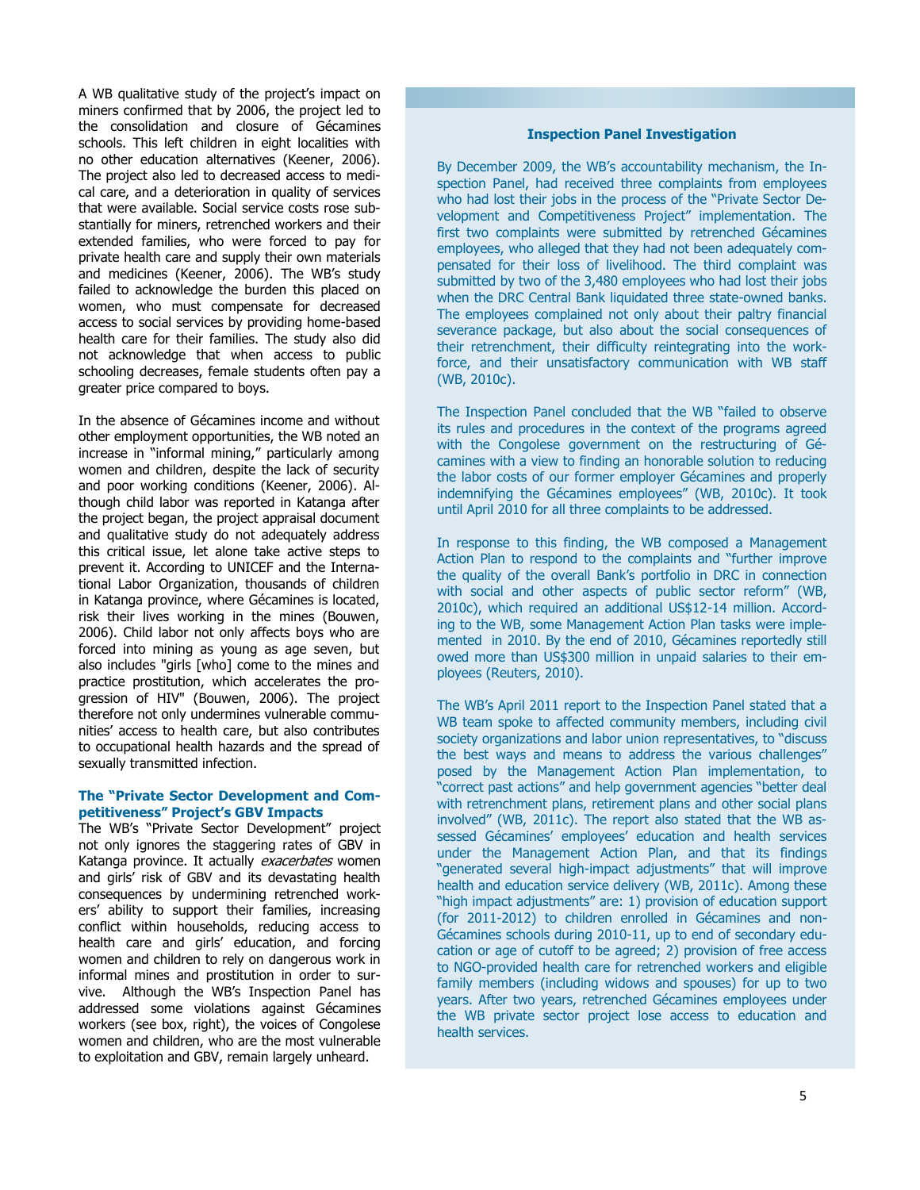A WB qualitative study of the project's impact on miners confirmed that by 2006, the project led to the consolidation and closure of Gécamines schools. This left children in eight localities with no other education alternatives (Keener, 2006). The project also led to decreased access to medical care, and a deterioration in quality of services that were available. Social service costs rose substantially for miners, retrenched workers and their extended families, who were forced to pay for private health care and supply their own materials and medicines (Keener, 2006). The WB's study failed to acknowledge the burden this placed on women, who must compensate for decreased access to social services by providing home-based health care for their families. The study also did not acknowledge that when access to public schooling decreases, female students often pay a greater price compared to boys.

In the absence of Gécamines income and without other employment opportunities, the WB noted an increase in "informal mining," particularly among women and children, despite the lack of security and poor working conditions (Keener, 2006). Although child labor was reported in Katanga after the project began, the project appraisal document and qualitative study do not adequately address this critical issue, let alone take active steps to prevent it. According to UNICEF and the International Labor Organization, thousands of children in Katanga province, where Gécamines is located, risk their lives working in the mines (Bouwen, 2006). Child labor not only affects boys who are forced into mining as young as age seven, but also includes "girls [who] come to the mines and practice prostitution, which accelerates the progression of HIV" (Bouwen, 2006). The project therefore not only undermines vulnerable communities' access to health care, but also contributes to occupational health hazards and the spread of sexually transmitted infection.

### The "Private Sector Development and Competitiveness" Project's GBV Impacts

The WB's "Private Sector Development" project not only ignores the staggering rates of GBV in Katanga province. It actually *exacerbates* women and girls' risk of GBV and its devastating health consequences by undermining retrenched workers' ability to support their families, increasing conflict within households, reducing access to health care and girls' education, and forcing women and children to rely on dangerous work in informal mines and prostitution in order to survive. Although the WB's Inspection Panel has addressed some violations against Gécamines workers (see box, right), the voices of Congolese women and children, who are the most vulnerable to exploitation and GBV, remain largely unheard.

### Inspection Panel Investigation

By December 2009, the WB's accountability mechanism, the Inspection Panel, had received three complaints from employees who had lost their jobs in the process of the "Private Sector Development and Competitiveness Project" implementation. The first two complaints were submitted by retrenched Gécamines employees, who alleged that they had not been adequately compensated for their loss of livelihood. The third complaint was submitted by two of the 3,480 employees who had lost their jobs when the DRC Central Bank liquidated three state-owned banks. The employees complained not only about their paltry financial severance package, but also about the social consequences of their retrenchment, their difficulty reintegrating into the workforce, and their unsatisfactory communication with WB staff (WB, 2010c).

The Inspection Panel concluded that the WB "failed to observe its rules and procedures in the context of the programs agreed with the Congolese government on the restructuring of Gécamines with a view to finding an honorable solution to reducing the labor costs of our former employer Gécamines and properly indemnifying the Gécamines employees" (WB, 2010c). It took until April 2010 for all three complaints to be addressed.

In response to this finding, the WB composed a Management Action Plan to respond to the complaints and "further improve the quality of the overall Bank's portfolio in DRC in connection with social and other aspects of public sector reform" (WB, 2010c), which required an additional US$12-14 million. According to the WB, some Management Action Plan tasks were implemented in 2010. By the end of 2010, Gécamines reportedly still owed more than US$300 million in unpaid salaries to their employees (Reuters, 2010).

The WB's April 2011 report to the Inspection Panel stated that a WB team spoke to affected community members, including civil society organizations and labor union representatives, to "discuss the best ways and means to address the various challenges" posed by the Management Action Plan implementation, to "correct past actions" and help government agencies "better deal with retrenchment plans, retirement plans and other social plans involved" (WB, 2011c). The report also stated that the WB assessed Gécamines' employees' education and health services under the Management Action Plan, and that its findings "generated several high-impact adjustments" that will improve health and education service delivery (WB, 2011c). Among these "high impact adjustments" are: 1) provision of education support (for 2011-2012) to children enrolled in Gécamines and non-Gécamines schools during 2010-11, up to end of secondary education or age of cutoff to be agreed; 2) provision of free access to NGO-provided health care for retrenched workers and eligible family members (including widows and spouses) for up to two years. After two years, retrenched Gécamines employees under the WB private sector project lose access to education and health services.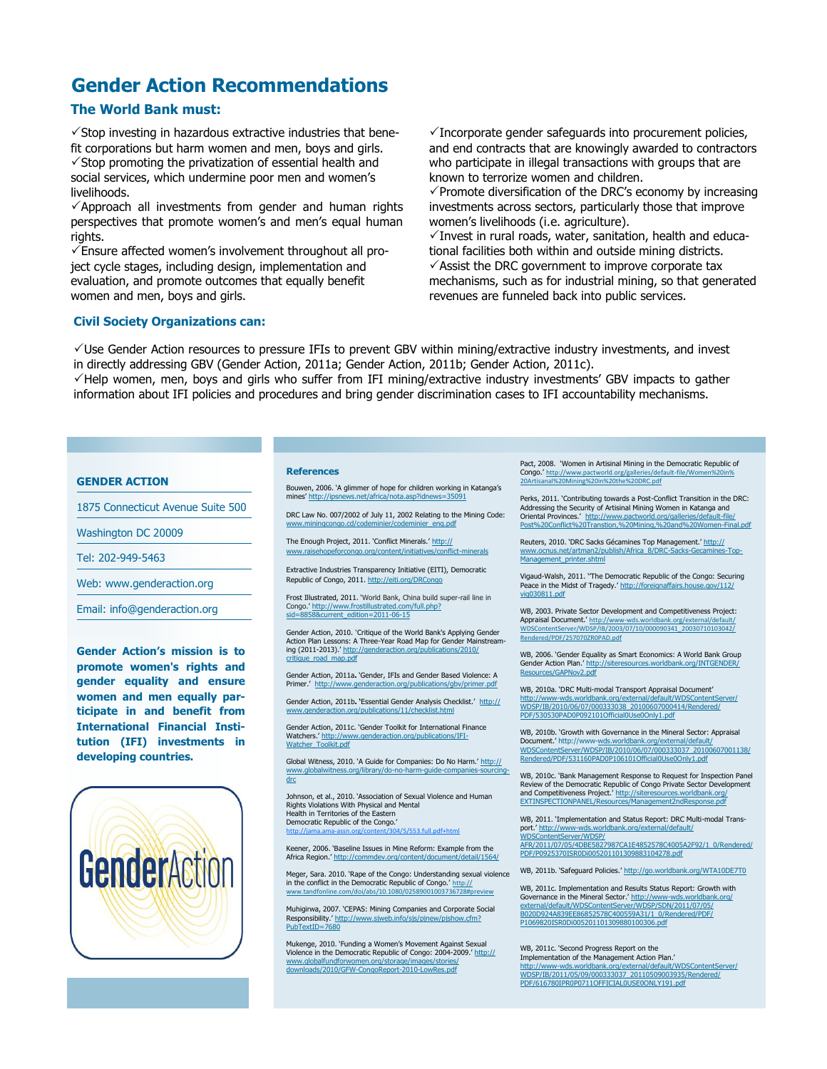# Gender Action Recommendations

## The World Bank must:

✓Stop investing in hazardous extractive industries that benefit corporations but harm women and men, boys and girls.
✓Stop promoting the privatization of essential health and social services, which undermine poor men and women's livelihoods.
✓Approach all investments from gender and human rights perspectives that promote women's and men's equal human rights.
✓Ensure affected women's involvement throughout all project cycle stages, including design, implementation and evaluation, and promote outcomes that equally benefit women and men, boys and girls.
✓Incorporate gender safeguards into procurement policies, and end contracts that are knowingly awarded to contractors who participate in illegal transactions with groups that are known to terrorize women and children.
✓Promote diversification of the DRC's economy by increasing investments across sectors, particularly those that improve women's livelihoods (i.e. agriculture).
✓Invest in rural roads, water, sanitation, health and educational facilities both within and outside mining districts.
✓Assist the DRC government to improve corporate tax mechanisms, such as for industrial mining, so that generated revenues are funneled back into public services.

### Civil Society Organizations can:

✓Use Gender Action resources to pressure IFIs to prevent GBV within mining/extractive industry investments, and invest in directly addressing GBV (Gender Action, 2011a; Gender Action, 2011b; Gender Action, 2011c).
✓Help women, men, boys and girls who suffer from IFI mining/extractive industry investments' GBV impacts to gather information about IFI policies and procedures and bring gender discrimination cases to IFI accountability mechanisms.

**GENDER ACTION**

1875 Connecticut Avenue Suite 500

Washington DC 20009

Tel: 202-949-5463

Web: www.genderaction.org

Email: info@genderaction.org

**Gender Action's mission is to promote women's rights and gender equality and ensure women and men equally participate in and benefit from International Financial Institution (IFI) investments in developing countries.**

GenderAction

### References

Bouwen, 2006. 'A glimmer of hope for children working in Katanga's mines' http://ipsnews.net/africa/nota.asp?idnews=35091

DRC Law No. 007/2002 of July 11, 2002 Relating to the Mining Code: www.miningcongo.cd/codeminier/codeminier_eng.pdf

The Enough Project, 2011. 'Conflict Minerals.' http://www.raisehopeforcongo.org/content/initiatives/conflict-minerals

Extractive Industries Transparency Initiative (EITI), Democratic Republic of Congo, 2011. http://eiti.org/DRCongo

Frost Illustrated, 2011. 'World Bank, China build super-rail line in Congo.' http://www.frostillustrated.com/full.php?sid=8858&current_edition=2011-06-15

Gender Action, 2010. 'Critique of the World Bank's Applying Gender Action Plan Lessons: A Three-Year Road Map for Gender Mainstreaming (2011-2013).' http://genderaction.org/publications/2010/critique_road_map.pdf

Gender Action, 2011a. 'Gender, IFIs and Gender Based Violence: A Primer.' http://www.genderaction.org/publications/gbv/primer.pdf

Gender Action, 2011b. 'Essential Gender Analysis Checklist.' http://www.genderaction.org/publications/11/checklist.html

Gender Action, 2011c. 'Gender Toolkit for International Finance Watchers.' http://www.genderaction.org/publications/IFI-Watcher_Toolkit.pdf

Global Witness, 2010. 'A Guide for Companies: Do No Harm.' http://www.globalwitness.org/library/do-no-harm-guide-companies-sourcing-drc

Johnson, et al., 2010. 'Association of Sexual Violence and Human Rights Violations With Physical and Mental Health in Territories of the Eastern Democratic Republic of the Congo.' http://jama.ama-assn.org/content/304/5/553.full.pdf+html

Keener, 2006. 'Baseline Issues in Mine Reform: Example from the Africa Region.' http://commdev.org/content/document/detail/1564/

Meger, Sara. 2010. 'Rape of the Congo: Understanding sexual violence in the conflict in the Democratic Republic of Congo.' http://www.tandfonline.com/doi/abs/10.1080/02589001003736728#preview

Muhigirwa, 2007. 'CEPAS: Mining Companies and Corporate Social Responsibility.' http://www.sjweb.info/sjs/pjnew/pjshow.cfm?PubTextID=7680

Mukenge, 2010. 'Funding a Women's Movement Against Sexual Violence in the Democratic Republic of Congo: 2004-2009.' http://www.globalfundforwomen.org/storage/images/stories/downloads/2010/GFW-CongoReport-2010-LowRes.pdf

Pact, 2008. 'Women in Artisinal Mining in the Democratic Republic of Congo.' http://www.pactworld.org/galleries/default-file/Women%20in%20Artisanal%20Mining%20in%20the%20DRC.pdf

Perks, 2011. 'Contributing towards a Post-Conflict Transition in the DRC: Addressing the Security of Artisinal Mining Women in Katanga and Oriental Provinces.' http://www.pactworld.org/galleries/default-file/Post%20Conflict%20Transtion,%20Mining,%20and%20Women-Final.pdf

Reuters, 2010. 'DRC Sacks Gécamines Top Management.' http://www.ocnus.net/artman2/publish/Africa_8/DRC-Sacks-Gecamines-Top-Management_printer.shtml

Vigaud-Walsh, 2011. ''The Democratic Republic of the Congo: Securing Peace in the Midst of Tragedy.' http://foreignaffairs.house.gov/112/vig030811.pdf

WB, 2003. Private Sector Development and Competitiveness Project: Appraisal Document.' http://www-wds.worldbank.org/external/default/WDSContentServer/WDSP/IB/2003/07/10/000090341_20030710103042/Rendered/PDF/257070ZR0PAD.pdf

WB, 2006. 'Gender Equality as Smart Economics: A World Bank Group Gender Action Plan.' http://siteresources.worldbank.org/INTGENDER/Resources/GAPNov2.pdf

WB, 2010a. 'DRC Multi-modal Transport Appraisal Document' http://www-wds.worldbank.org/external/default/WDSContentServer/WDSP/IB/2010/06/07/000333038_20100607000414/Rendered/PDF/530530PAD0P092101Official0Use0Only1.pdf

WB, 2010b. 'Growth with Governance in the Mineral Sector: Appraisal Document.' http://www-wds.worldbank.org/external/default/WDSContentServer/WDSP/IB/2010/06/07/000333037_20100607001138/Rendered/PDF/531160PAD0P106101Official0Use0Only1.pdf

WB, 2010c. 'Bank Management Response to Request for Inspection Panel Review of the Democratic Republic of Congo Private Sector Development and Competitiveness Project.' http://siteresources.worldbank.org/EXTINSPECTIONPANEL/Resources/Management2ndResponse.pdf

WB, 2011. 'Implementation and Status Report: DRC Multi-modal Transport.' http://www-wds.worldbank.org/external/default/WDSContentServer/WDSP/AFR/2011/07/05/4DBE5827987CA1E4852578C4005A2F92/1_0/Rendered/PDF/P0925370ISR0Di005201101309883104278.pdf

WB, 2011b. 'Safeguard Policies.' http://go.worldbank.org/WTA10DE7T0

WB, 2011c. Implementation and Results Status Report: Growth with Governance in the Mineral Sector.' http://www-wds.worldbank.org/external/default/WDSContentServer/WDSP/SDN/2011/07/05/B020D924A839EE86852578C400559A31/1_0/Rendered/PDF/P1069820ISR0Di005201101309880100306.pdf

WB, 2011c. 'Second Progress Report on the Implementation of the Management Action Plan.' http://www-wds.worldbank.org/external/default/WDSContentServer/WDSP/IB/2011/05/09/000333037_20110509003935/Rendered/PDF/616780IPR0P0711OFFICIAL0USE0ONLY191.pdf